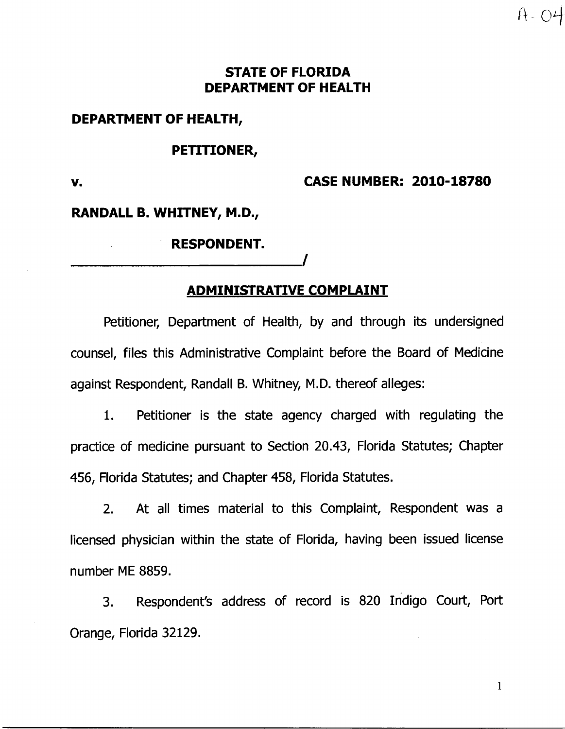A-04

**STATE OF FLORIDA**
**DEPARTMENT OF HEALTH**

**DEPARTMENT OF HEALTH,**

**PETITIONER,**

**v.** **CASE NUMBER: 2010-18780**

**RANDALL B. WHITNEY, M.D.,**

**RESPONDENT.**
**_______________________________/**

## ADMINISTRATIVE COMPLAINT

Petitioner, Department of Health, by and through its undersigned counsel, files this Administrative Complaint before the Board of Medicine against Respondent, Randall B. Whitney, M.D. thereof alleges:

1. Petitioner is the state agency charged with regulating the practice of medicine pursuant to Section 20.43, Florida Statutes; Chapter 456, Florida Statutes; and Chapter 458, Florida Statutes.

2. At all times material to this Complaint, Respondent was a licensed physician within the state of Florida, having been issued license number ME 8859.

3. Respondent's address of record is 820 Indigo Court, Port Orange, Florida 32129.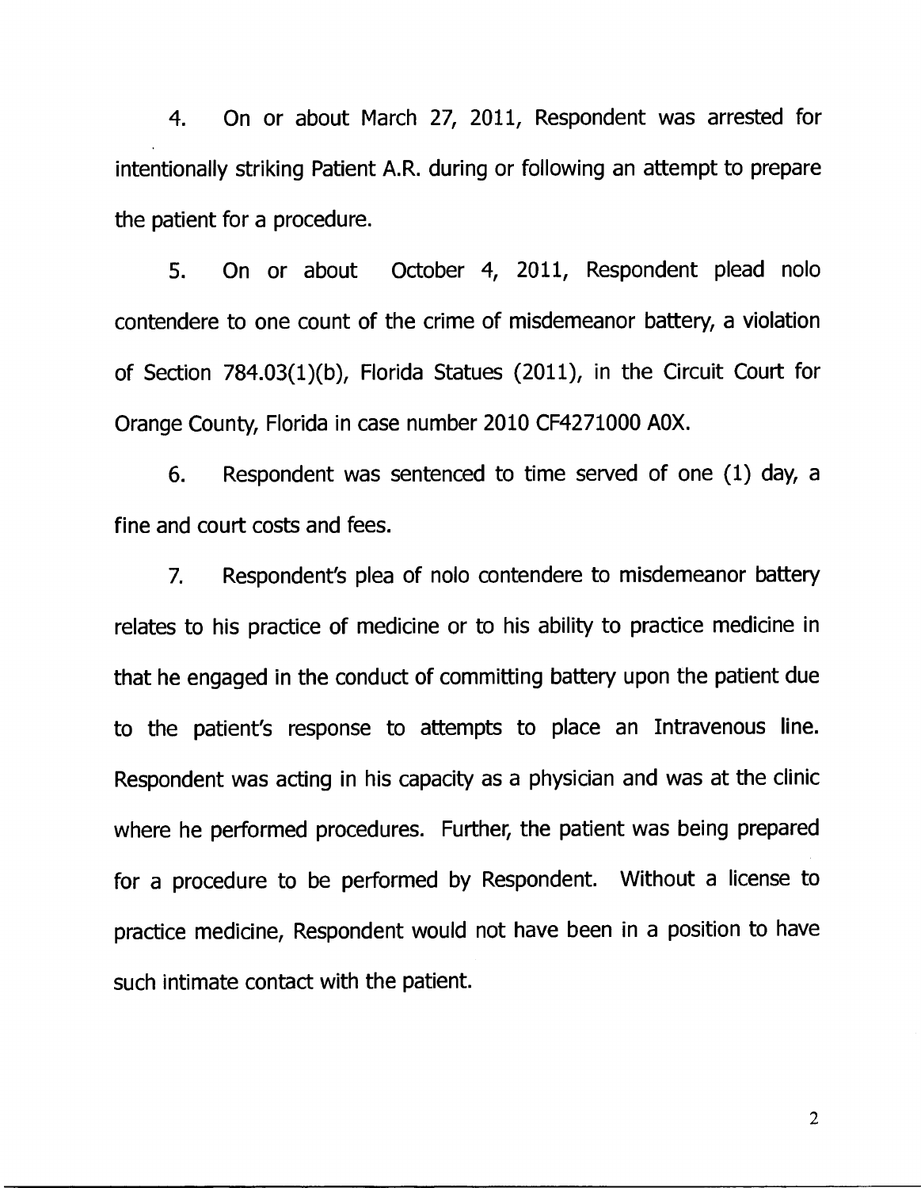4. On or about March 27, 2011, Respondent was arrested for intentionally striking Patient A.R. during or following an attempt to prepare the patient for a procedure.

5. On or about October 4, 2011, Respondent plead nolo contendere to one count of the crime of misdemeanor battery, a violation of Section 784.03(1)(b), Florida Statues (2011), in the Circuit Court for Orange County, Florida in case number 2010 CF4271000 A0X.

6. Respondent was sentenced to time served of one (1) day, a fine and court costs and fees.

7. Respondent's plea of nolo contendere to misdemeanor battery relates to his practice of medicine or to his ability to practice medicine in that he engaged in the conduct of committing battery upon the patient due to the patient's response to attempts to place an Intravenous line. Respondent was acting in his capacity as a physician and was at the clinic where he performed procedures. Further, the patient was being prepared for a procedure to be performed by Respondent. Without a license to practice medicine, Respondent would not have been in a position to have such intimate contact with the patient.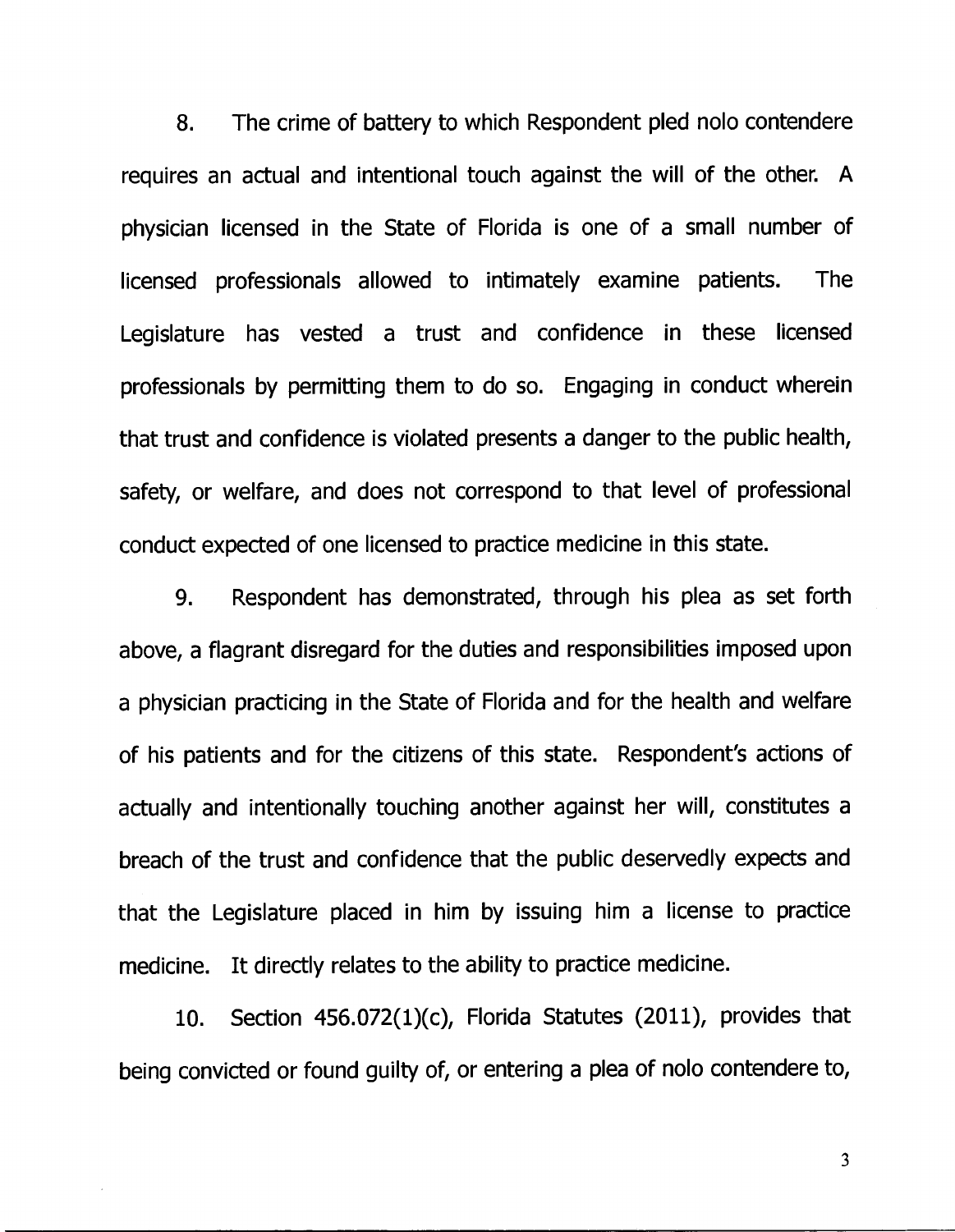8. The crime of battery to which Respondent pled nolo contendere requires an actual and intentional touch against the will of the other. A physician licensed in the State of Florida is one of a small number of licensed professionals allowed to intimately examine patients. The Legislature has vested a trust and confidence in these licensed professionals by permitting them to do so. Engaging in conduct wherein that trust and confidence is violated presents a danger to the public health, safety, or welfare, and does not correspond to that level of professional conduct expected of one licensed to practice medicine in this state.

9. Respondent has demonstrated, through his plea as set forth above, a flagrant disregard for the duties and responsibilities imposed upon a physician practicing in the State of Florida and for the health and welfare of his patients and for the citizens of this state. Respondent's actions of actually and intentionally touching another against her will, constitutes a breach of the trust and confidence that the public deservedly expects and that the Legislature placed in him by issuing him a license to practice medicine. It directly relates to the ability to practice medicine.

10. Section 456.072(1)(c), Florida Statutes (2011), provides that being convicted or found guilty of, or entering a plea of nolo contendere to,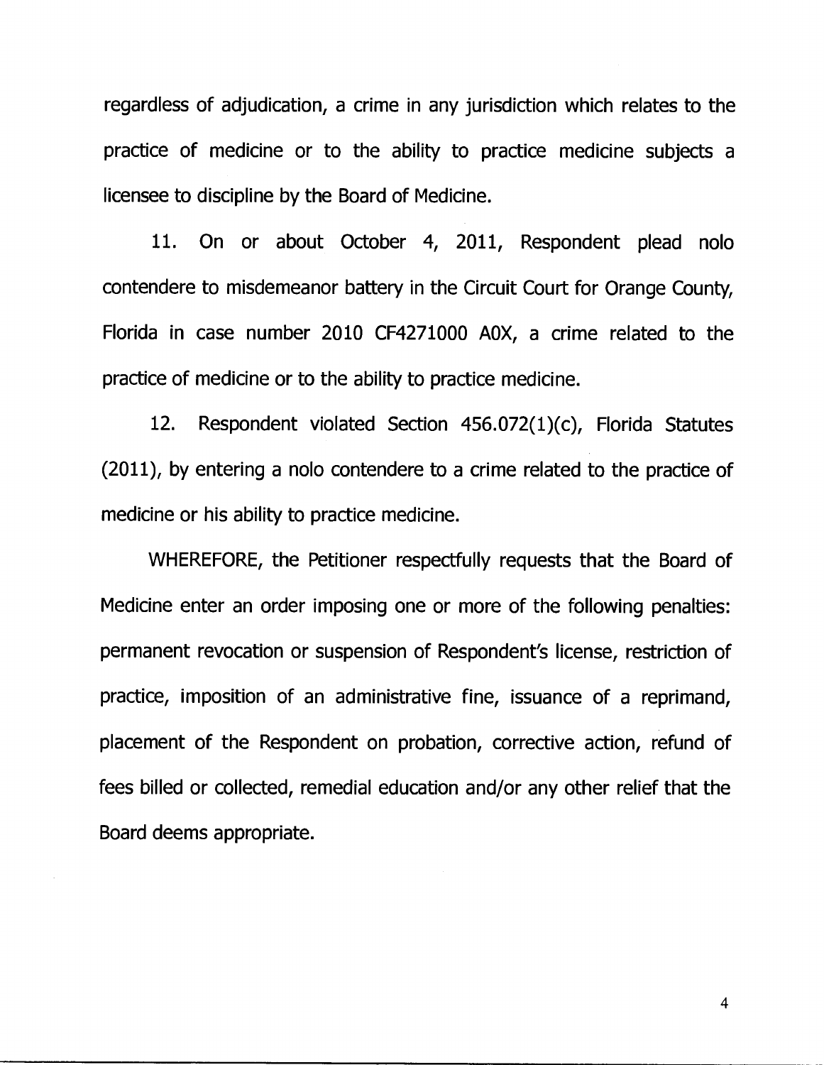regardless of adjudication, a crime in any jurisdiction which relates to the practice of medicine or to the ability to practice medicine subjects a licensee to discipline by the Board of Medicine.

11. On or about October 4, 2011, Respondent plead nolo contendere to misdemeanor battery in the Circuit Court for Orange County, Florida in case number 2010 CF4271000 A0X, a crime related to the practice of medicine or to the ability to practice medicine.

12. Respondent violated Section 456.072(1)(c), Florida Statutes (2011), by entering a nolo contendere to a crime related to the practice of medicine or his ability to practice medicine.

WHEREFORE, the Petitioner respectfully requests that the Board of Medicine enter an order imposing one or more of the following penalties: permanent revocation or suspension of Respondent's license, restriction of practice, imposition of an administrative fine, issuance of a reprimand, placement of the Respondent on probation, corrective action, refund of fees billed or collected, remedial education and/or any other relief that the Board deems appropriate.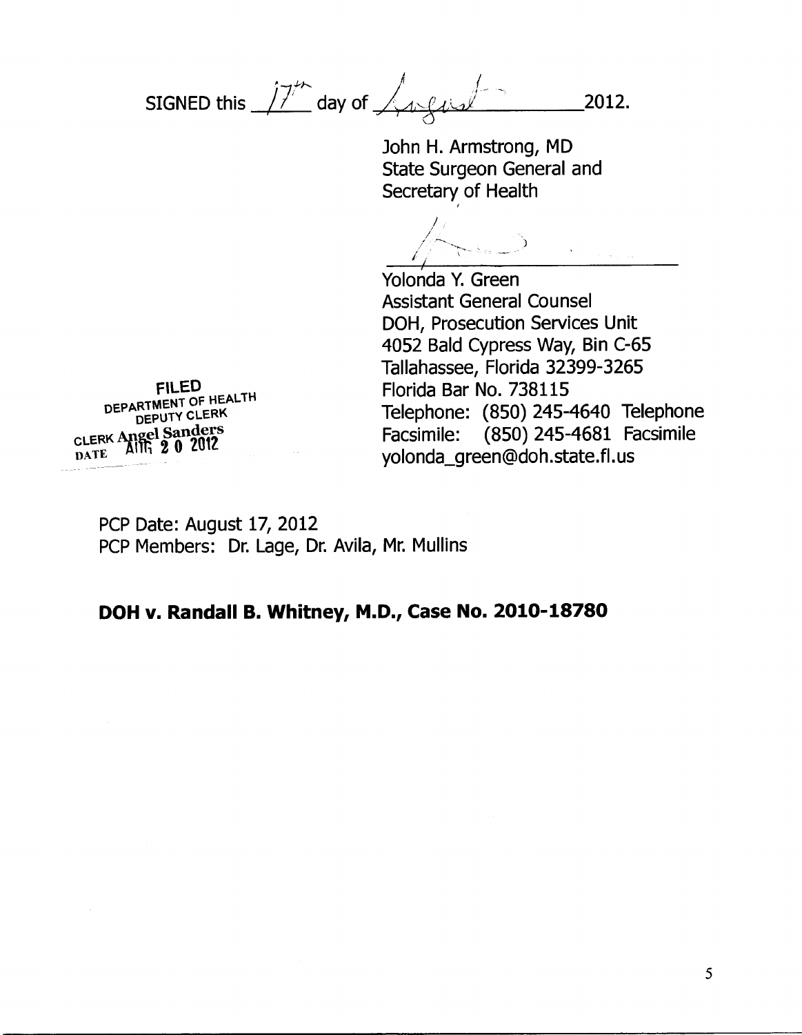SIGNED this 17th day of August 2012.

John H. Armstrong, MD
State Surgeon General and
Secretary of Health

Yolonda Y. Green
Assistant General Counsel
DOH, Prosecution Services Unit
4052 Bald Cypress Way, Bin C-65
Tallahassee, Florida 32399-3265
Florida Bar No. 738115
Telephone: (850) 245-4640 Telephone
Facsimile: (850) 245-4681 Facsimile
yolonda_green@doh.state.fl.us

FILED
DEPARTMENT OF HEALTH
DEPUTY CLERK
CLERK Angel Sanders
DATE AUG 20 2012

PCP Date: August 17, 2012
PCP Members: Dr. Lage, Dr. Avila, Mr. Mullins

**DOH v. Randall B. Whitney, M.D., Case No. 2010-18780**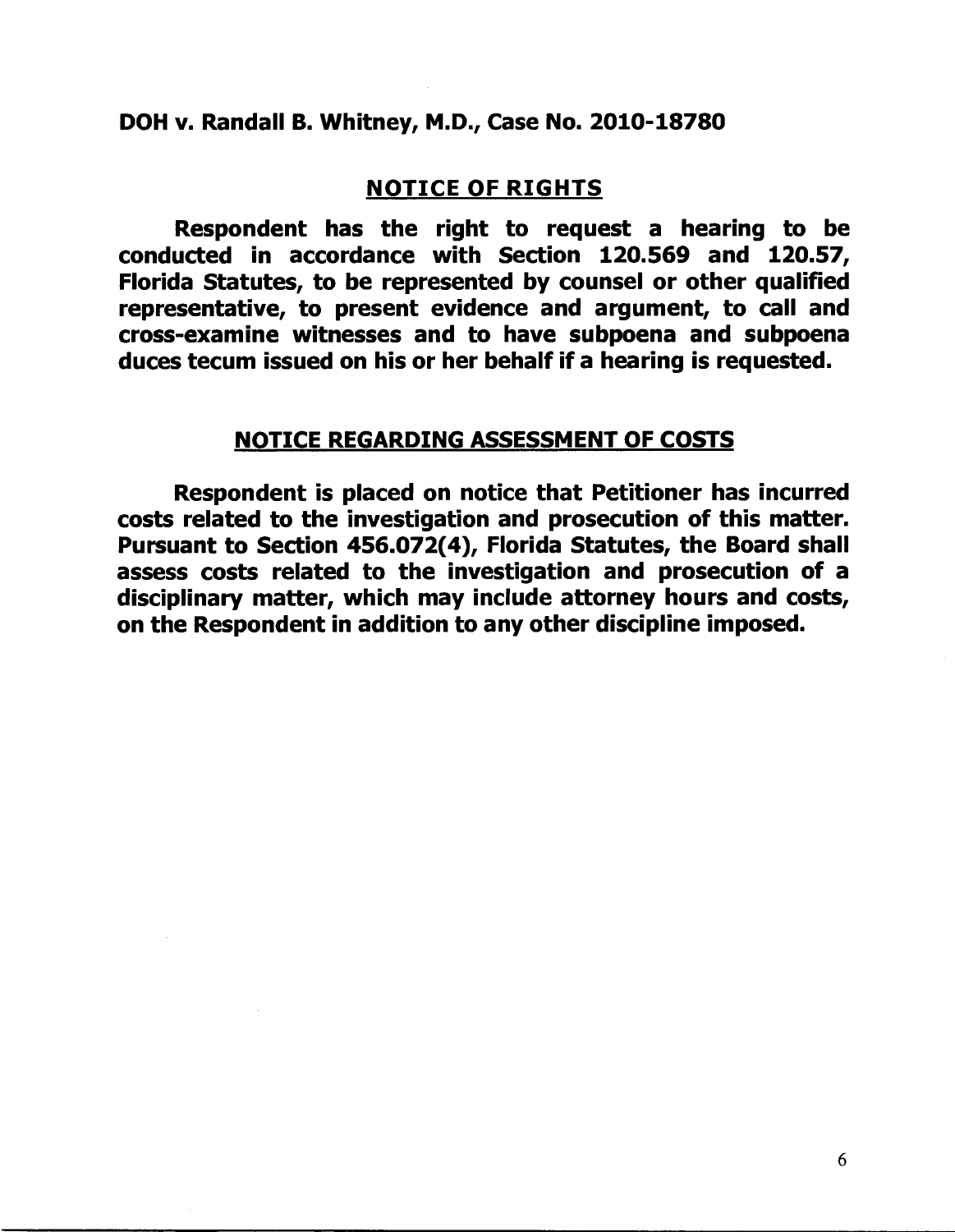**DOH v. Randall B. Whitney, M.D., Case No. 2010-18780**

## NOTICE OF RIGHTS

**Respondent has the right to request a hearing to be conducted in accordance with Section 120.569 and 120.57, Florida Statutes, to be represented by counsel or other qualified representative, to present evidence and argument, to call and cross-examine witnesses and to have subpoena and subpoena duces tecum issued on his or her behalf if a hearing is requested.**

## NOTICE REGARDING ASSESSMENT OF COSTS

**Respondent is placed on notice that Petitioner has incurred costs related to the investigation and prosecution of this matter. Pursuant to Section 456.072(4), Florida Statutes, the Board shall assess costs related to the investigation and prosecution of a disciplinary matter, which may include attorney hours and costs, on the Respondent in addition to any other discipline imposed.**